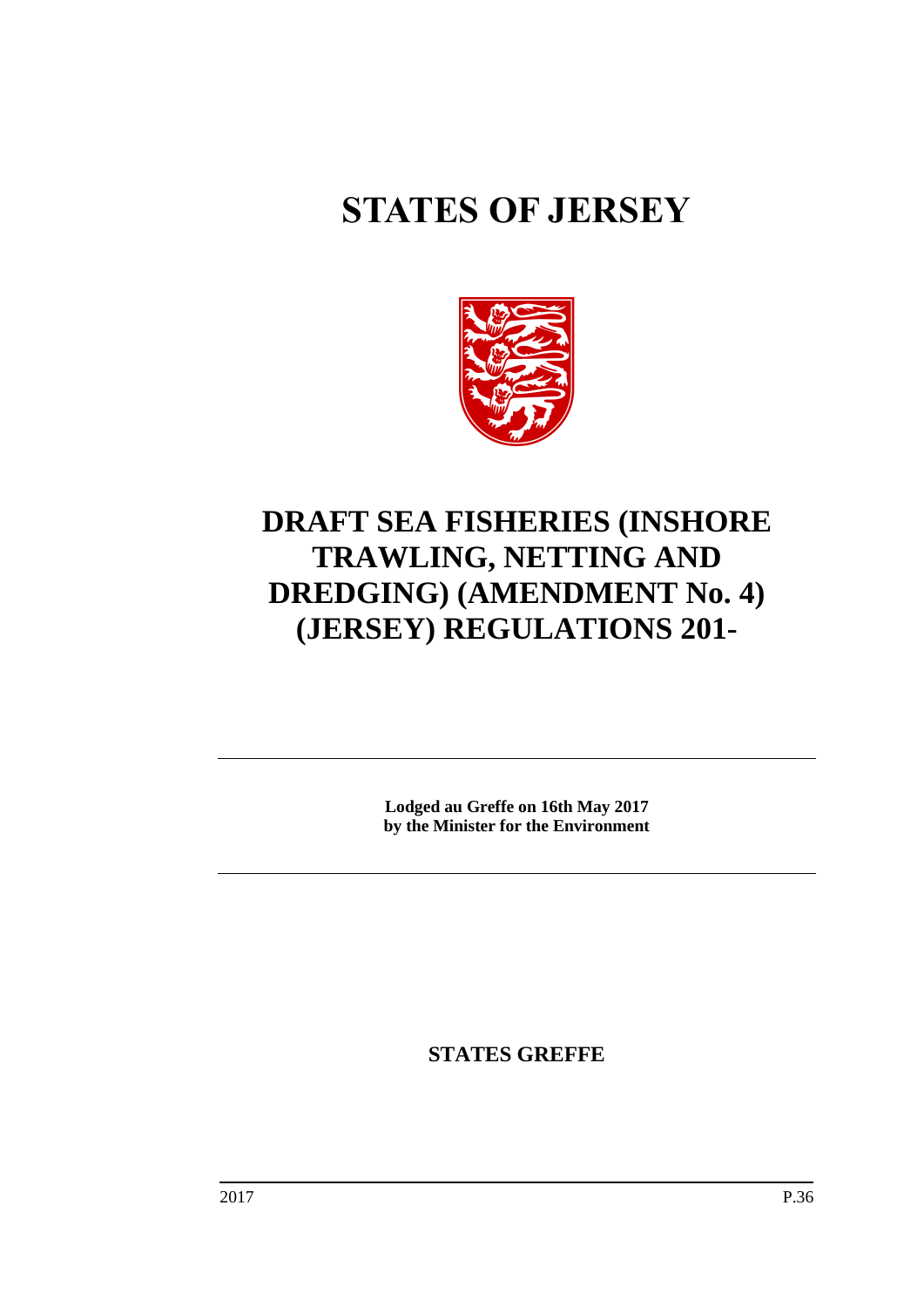# STATES OF JERSEY

# DRAFT SEA FISHERIES (INSHORE TRAWLING, NETTING AND DREDGING) (AMENDMENT No. 4) (JERSEY) REGULATIONS 201-

**Lodged au Greffe on 16th May 2017**
**by the Minister for the Environment**

**STATES GREFFE**

2017 P.36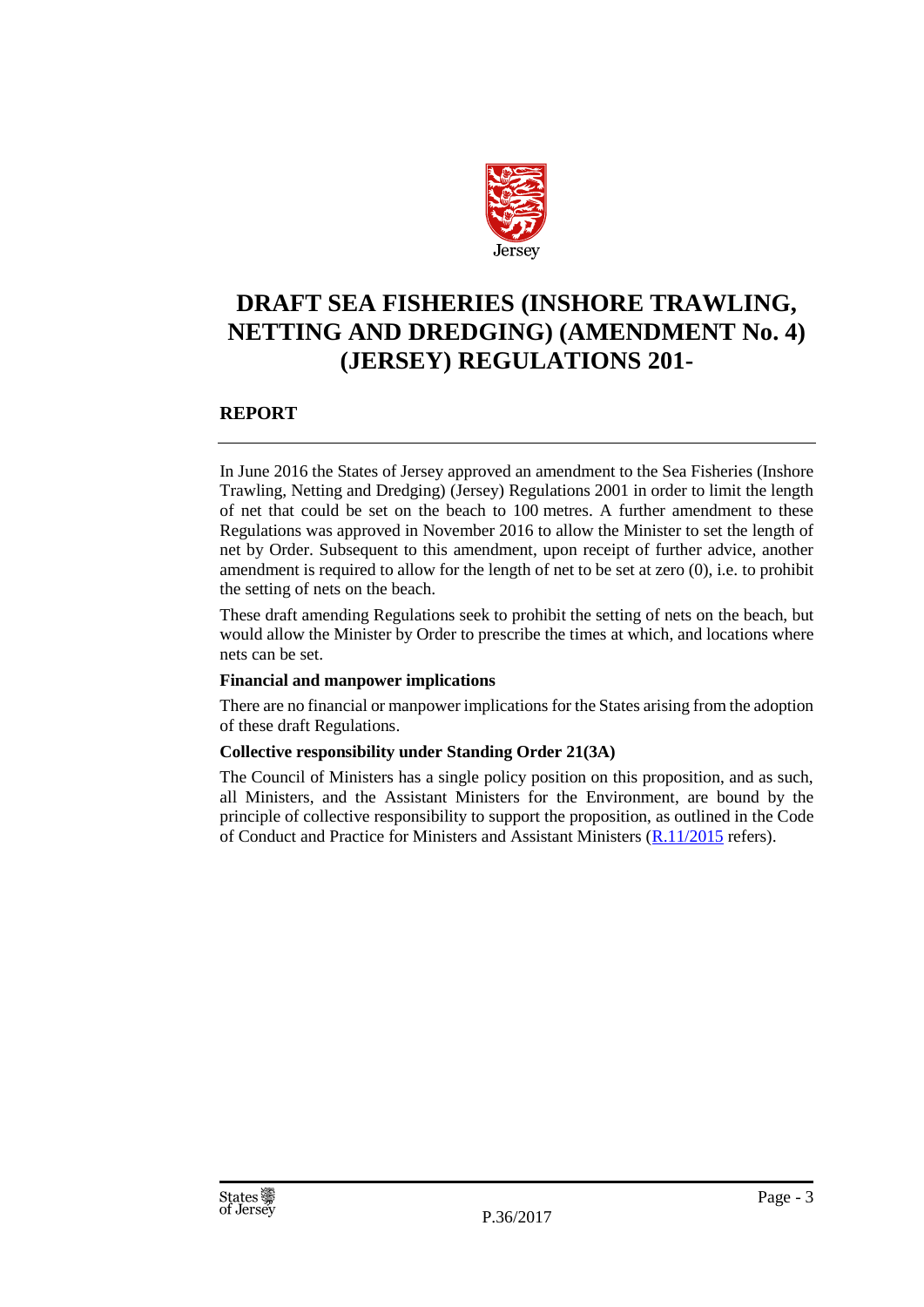# DRAFT SEA FISHERIES (INSHORE TRAWLING, NETTING AND DREDGING) (AMENDMENT No. 4) (JERSEY) REGULATIONS 201-

## REPORT

In June 2016 the States of Jersey approved an amendment to the Sea Fisheries (Inshore Trawling, Netting and Dredging) (Jersey) Regulations 2001 in order to limit the length of net that could be set on the beach to 100 metres. A further amendment to these Regulations was approved in November 2016 to allow the Minister to set the length of net by Order. Subsequent to this amendment, upon receipt of further advice, another amendment is required to allow for the length of net to be set at zero (0), i.e. to prohibit the setting of nets on the beach.

These draft amending Regulations seek to prohibit the setting of nets on the beach, but would allow the Minister by Order to prescribe the times at which, and locations where nets can be set.

**Financial and manpower implications**

There are no financial or manpower implications for the States arising from the adoption of these draft Regulations.

**Collective responsibility under Standing Order 21(3A)**

The Council of Ministers has a single policy position on this proposition, and as such, all Ministers, and the Assistant Ministers for the Environment, are bound by the principle of collective responsibility to support the proposition, as outlined in the Code of Conduct and Practice for Ministers and Assistant Ministers (R.11/2015 refers).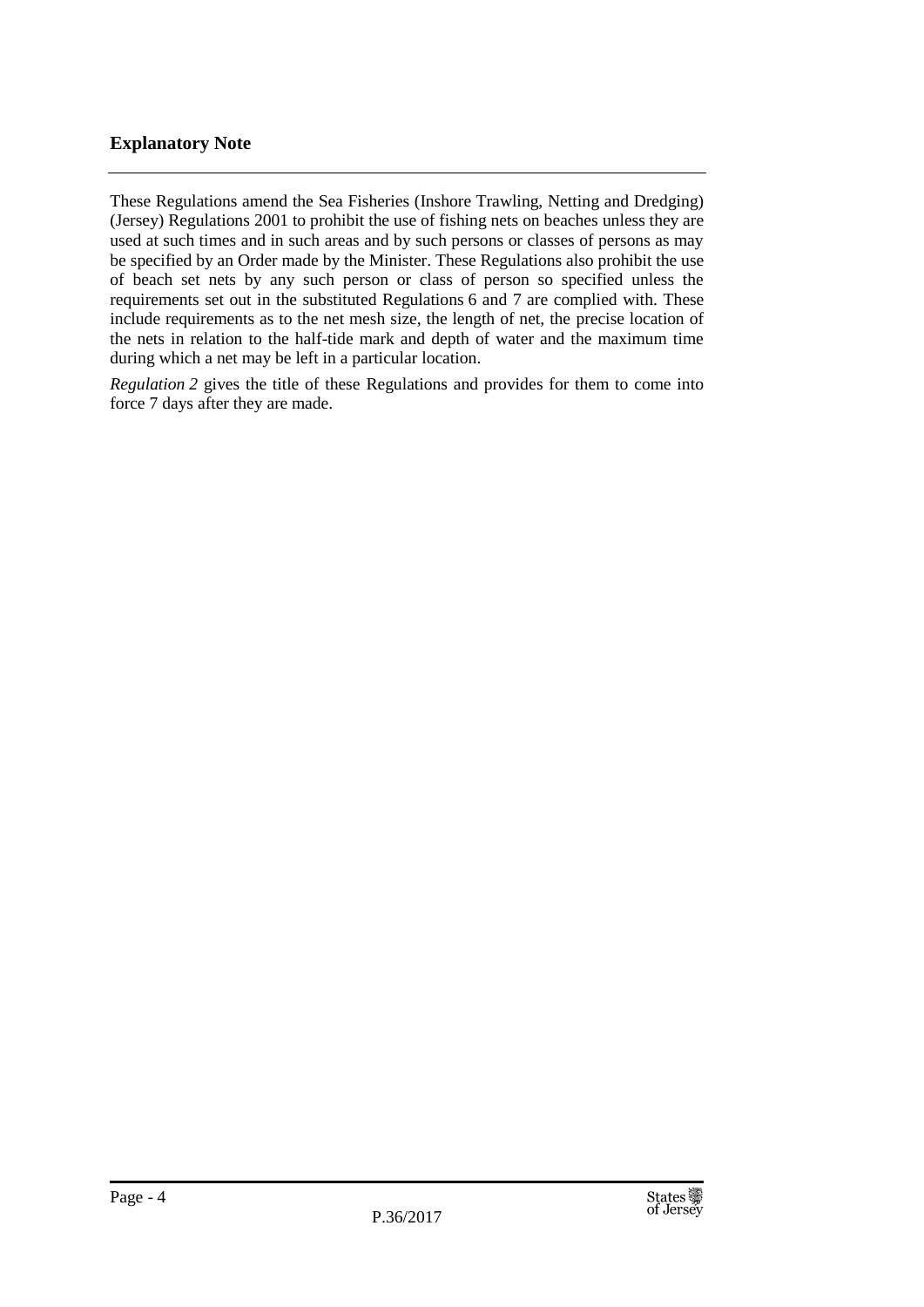## Explanatory Note

These Regulations amend the Sea Fisheries (Inshore Trawling, Netting and Dredging) (Jersey) Regulations 2001 to prohibit the use of fishing nets on beaches unless they are used at such times and in such areas and by such persons or classes of persons as may be specified by an Order made by the Minister. These Regulations also prohibit the use of beach set nets by any such person or class of person so specified unless the requirements set out in the substituted Regulations 6 and 7 are complied with. These include requirements as to the net mesh size, the length of net, the precise location of the nets in relation to the half-tide mark and depth of water and the maximum time during which a net may be left in a particular location.

*Regulation 2* gives the title of these Regulations and provides for them to come into force 7 days after they are made.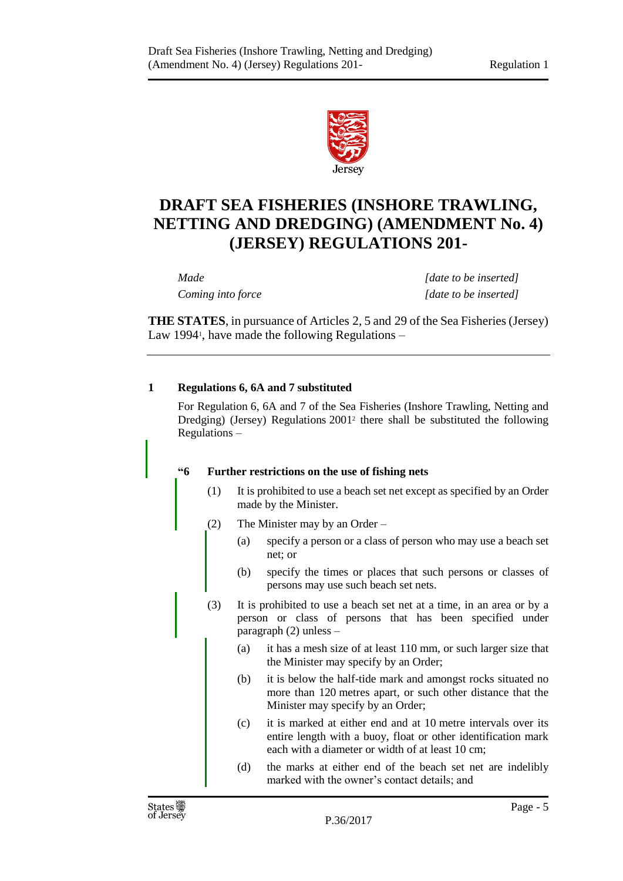# DRAFT SEA FISHERIES (INSHORE TRAWLING, NETTING AND DREDGING) (AMENDMENT No. 4) (JERSEY) REGULATIONS 201-

| | |
|---|---|
| *Made* | *[date to be inserted]* |
| *Coming into force* | *[date to be inserted]* |

**THE STATES**, in pursuance of Articles 2, 5 and 29 of the Sea Fisheries (Jersey) Law 1994[1], have made the following Regulations –

**1 Regulations 6, 6A and 7 substituted**

For Regulation 6, 6A and 7 of the Sea Fisheries (Inshore Trawling, Netting and Dredging) (Jersey) Regulations 2001[2] there shall be substituted the following Regulations –

**"6 Further restrictions on the use of fishing nets**

(1) It is prohibited to use a beach set net except as specified by an Order made by the Minister.

(2) The Minister may by an Order –

(a) specify a person or a class of person who may use a beach set net; or

(b) specify the times or places that such persons or classes of persons may use such beach set nets.

(3) It is prohibited to use a beach set net at a time, in an area or by a person or class of persons that has been specified under paragraph (2) unless –

(a) it has a mesh size of at least 110 mm, or such larger size that the Minister may specify by an Order;

(b) it is below the half-tide mark and amongst rocks situated no more than 120 metres apart, or such other distance that the Minister may specify by an Order;

(c) it is marked at either end and at 10 metre intervals over its entire length with a buoy, float or other identification mark each with a diameter or width of at least 10 cm;

(d) the marks at either end of the beach set net are indelibly marked with the owner's contact details; and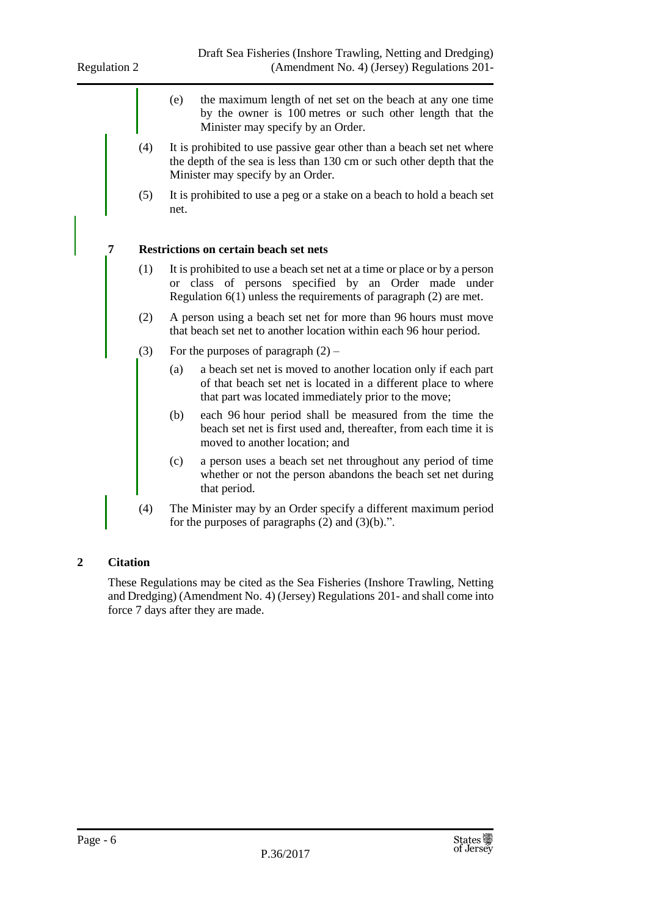(e) the maximum length of net set on the beach at any one time by the owner is 100 metres or such other length that the Minister may specify by an Order.

(4) It is prohibited to use passive gear other than a beach set net where the depth of the sea is less than 130 cm or such other depth that the Minister may specify by an Order.

(5) It is prohibited to use a peg or a stake on a beach to hold a beach set net.

**7 Restrictions on certain beach set nets**

(1) It is prohibited to use a beach set net at a time or place or by a person or class of persons specified by an Order made under Regulation 6(1) unless the requirements of paragraph (2) are met.

(2) A person using a beach set net for more than 96 hours must move that beach set net to another location within each 96 hour period.

(3) For the purposes of paragraph (2) –

(a) a beach set net is moved to another location only if each part of that beach set net is located in a different place to where that part was located immediately prior to the move;

(b) each 96 hour period shall be measured from the time the beach set net is first used and, thereafter, from each time it is moved to another location; and

(c) a person uses a beach set net throughout any period of time whether or not the person abandons the beach set net during that period.

(4) The Minister may by an Order specify a different maximum period for the purposes of paragraphs (2) and (3)(b).".

## 2 Citation

These Regulations may be cited as the Sea Fisheries (Inshore Trawling, Netting and Dredging) (Amendment No. 4) (Jersey) Regulations 201- and shall come into force 7 days after they are made.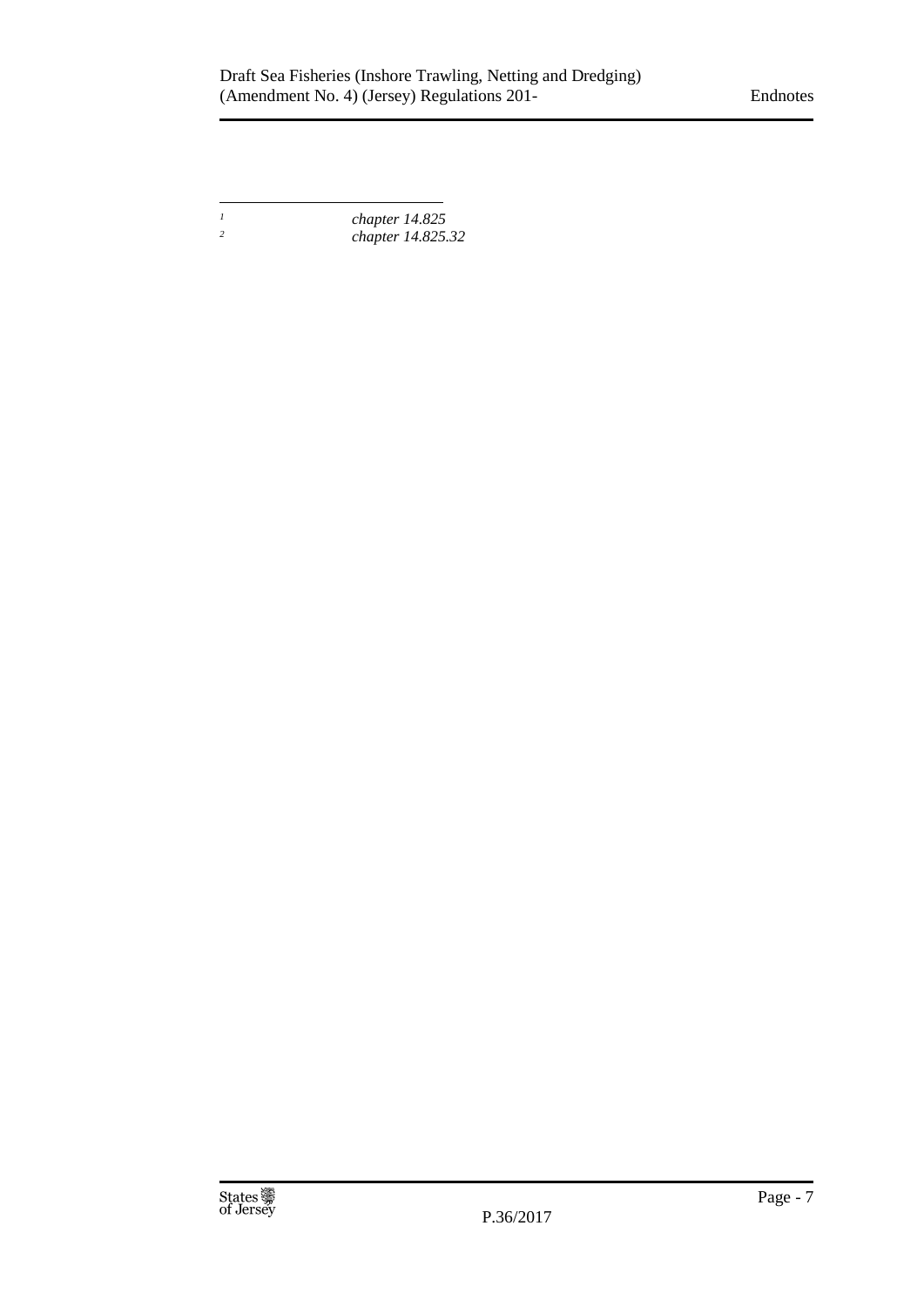[1] *chapter 14.825*

[2] *chapter 14.825.32*